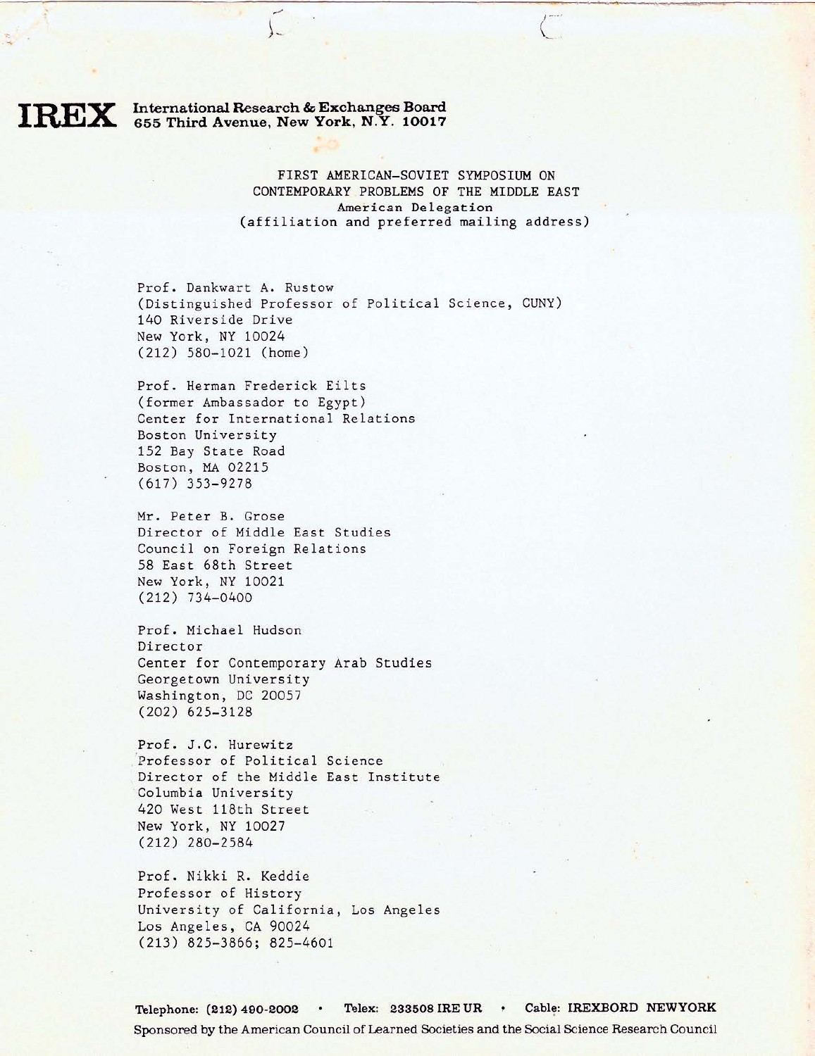**IREX** International Research & Exchanges Board
655 Third Avenue, New York, N.Y. 10017

FIRST AMERICAN-SOVIET SYMPOSIUM ON
CONTEMPORARY PROBLEMS OF THE MIDDLE EAST
American Delegation
(affiliation and preferred mailing address)

Prof. Dankwart A. Rustow
(Distinguished Professor of Political Science, CUNY)
140 Riverside Drive
New York, NY 10024
(212) 580-1021 (home)

Prof. Herman Frederick Eilts
(former Ambassador to Egypt)
Center for International Relations
Boston University
152 Bay State Road
Boston, MA 02215
(617) 353-9278

Mr. Peter B. Grose
Director of Middle East Studies
Council on Foreign Relations
58 East 68th Street
New York, NY 10021
(212) 734-0400

Prof. Michael Hudson
Director
Center for Contemporary Arab Studies
Georgetown University
Washington, DC 20057
(202) 625-3128

Prof. J.C. Hurewitz
Professor of Political Science
Director of the Middle East Institute
Columbia University
420 West 118th Street
New York, NY 10027
(212) 280-2584

Prof. Nikki R. Keddie
Professor of History
University of California, Los Angeles
Los Angeles, CA 90024
(213) 825-3866; 825-4601

Telephone: (212) 490-2002 • Telex: 233508 IRE UR • Cable: IREXBORD NEWYORK
Sponsored by the American Council of Learned Societies and the Social Science Research Council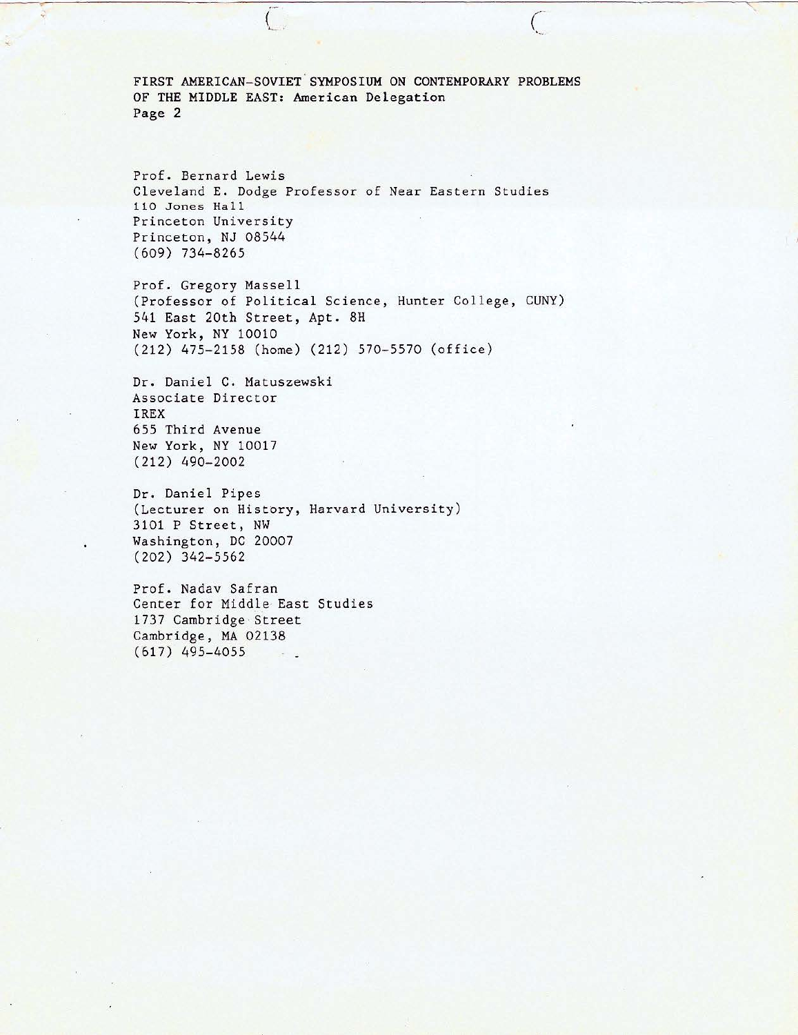FIRST AMERICAN-SOVIET SYMPOSIUM ON CONTEMPORARY PROBLEMS OF THE MIDDLE EAST: American Delegation

Prof. Bernard Lewis
Cleveland E. Dodge Professor of Near Eastern Studies
110 Jones Hall
Princeton University
Princeton, NJ 08544
(609) 734-8265

Prof. Gregory Massell
(Professor of Political Science, Hunter College, CUNY)
541 East 20th Street, Apt. 8H
New York, NY 10010
(212) 475-2158 (home) (212) 570-5570 (office)

Dr. Daniel C. Matuszewski
Associate Director
IREX
655 Third Avenue
New York, NY 10017
(212) 490-2002

Dr. Daniel Pipes
(Lecturer on History, Harvard University)
3101 P Street, NW
Washington, DC 20007
(202) 342-5562

Prof. Nadav Safran
Center for Middle East Studies
1737 Cambridge Street
Cambridge, MA 02138
(617) 495-4055